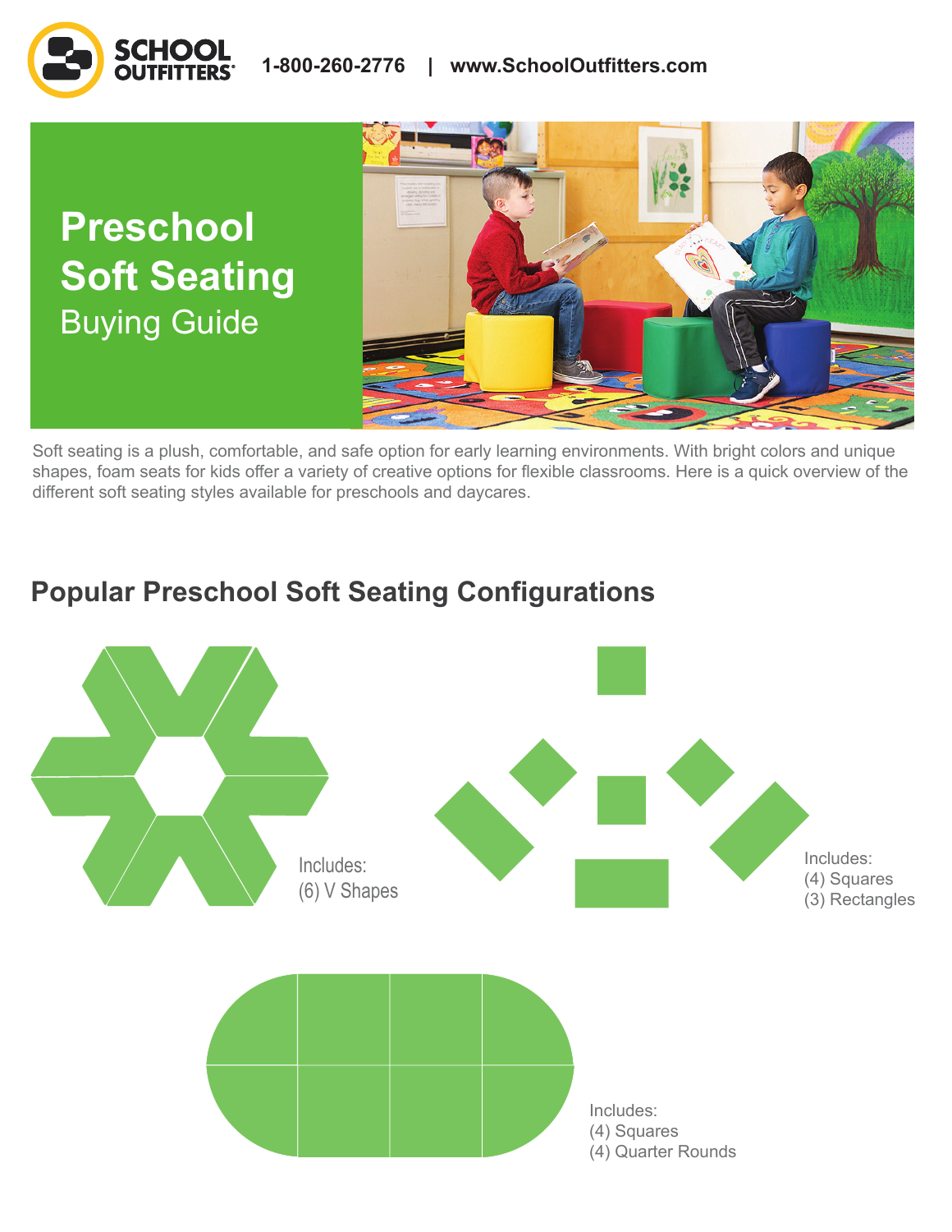SCHOOL OUTFITTERS

1-800-260-2776 | www.SchoolOutfitters.com

# Preschool Soft Seating

Buying Guide

Soft seating is a plush, comfortable, and safe option for early learning environments. With bright colors and unique shapes, foam seats for kids offer a variety of creative options for flexible classrooms. Here is a quick overview of the different soft seating styles available for preschools and daycares.

## Popular Preschool Soft Seating Configurations

Includes:
(6) V Shapes

Includes:
(4) Squares
(3) Rectangles

Includes:
(4) Squares
(4) Quarter Rounds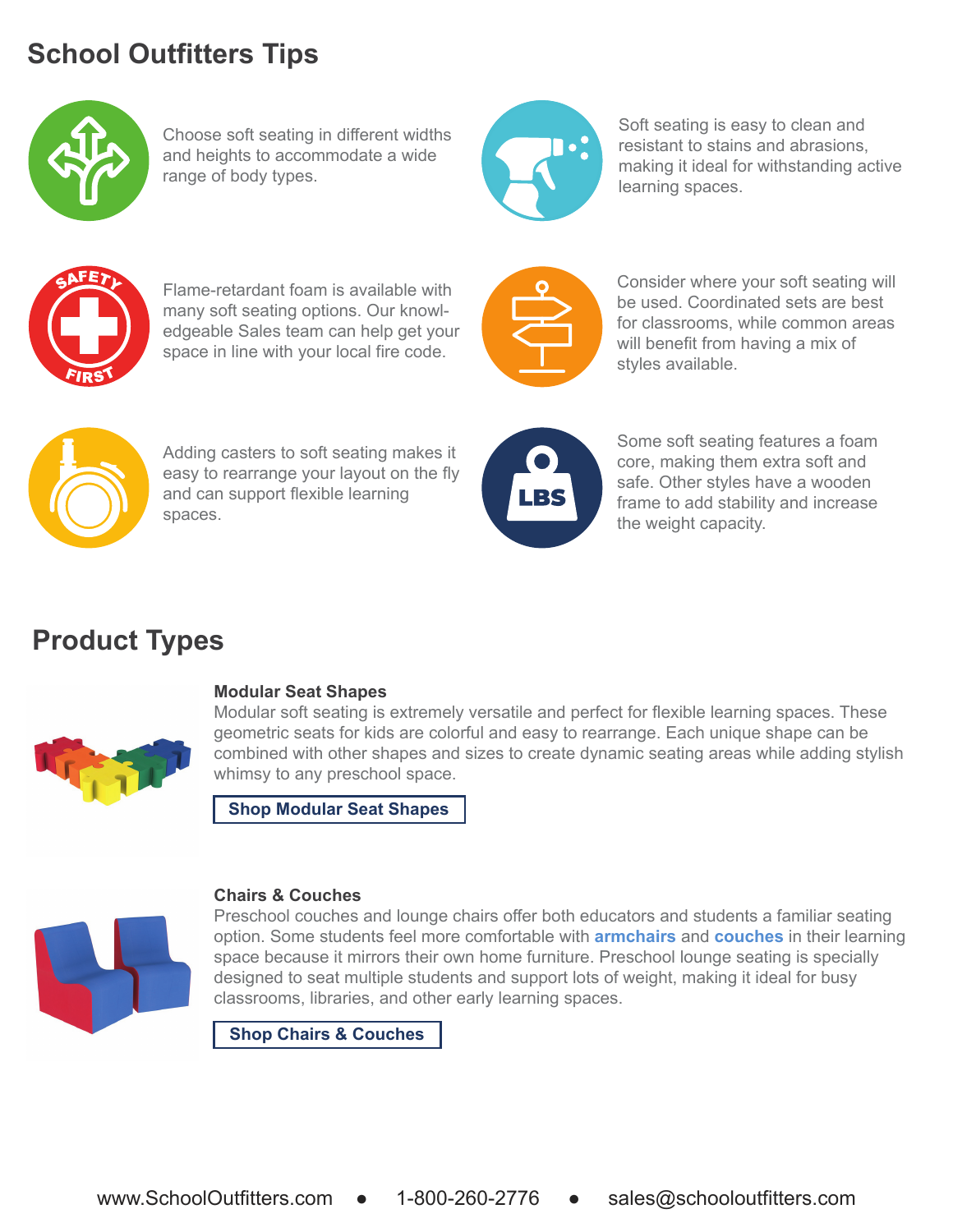## School Outfitters Tips

Choose soft seating in different widths and heights to accommodate a wide range of body types.

Soft seating is easy to clean and resistant to stains and abrasions, making it ideal for withstanding active learning spaces.

Flame-retardant foam is available with many soft seating options. Our knowledgeable Sales team can help get your space in line with your local fire code.

Consider where your soft seating will be used. Coordinated sets are best for classrooms, while common areas will benefit from having a mix of styles available.

Adding casters to soft seating makes it easy to rearrange your layout on the fly and can support flexible learning spaces.

Some soft seating features a foam core, making them extra soft and safe. Other styles have a wooden frame to add stability and increase the weight capacity.

## Product Types

### Modular Seat Shapes

Modular soft seating is extremely versatile and perfect for flexible learning spaces. These geometric seats for kids are colorful and easy to rearrange. Each unique shape can be combined with other shapes and sizes to create dynamic seating areas while adding stylish whimsy to any preschool space.

**Shop Modular Seat Shapes**

### Chairs & Couches

Preschool couches and lounge chairs offer both educators and students a familiar seating option. Some students feel more comfortable with **armchairs** and **couches** in their learning space because it mirrors their own home furniture. Preschool lounge seating is specially designed to seat multiple students and support lots of weight, making it ideal for busy classrooms, libraries, and other early learning spaces.

**Shop Chairs & Couches**

www.SchoolOutfitters.com • 1-800-260-2776 • sales@schooloutfitters.com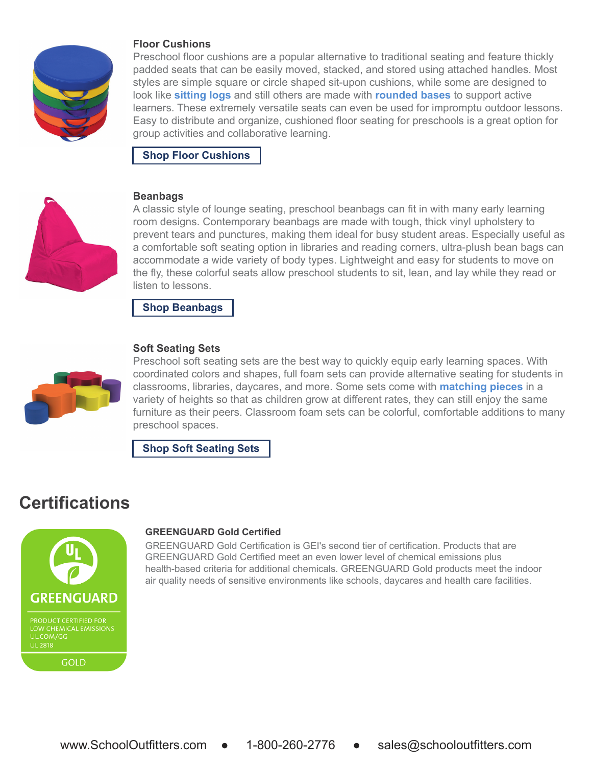### Floor Cushions

Preschool floor cushions are a popular alternative to traditional seating and feature thickly padded seats that can be easily moved, stacked, and stored using attached handles. Most styles are simple square or circle shaped sit-upon cushions, while some are designed to look like **sitting logs** and still others are made with **rounded bases** to support active learners. These extremely versatile seats can even be used for impromptu outdoor lessons. Easy to distribute and organize, cushioned floor seating for preschools is a great option for group activities and collaborative learning.

**Shop Floor Cushions**

### Beanbags

A classic style of lounge seating, preschool beanbags can fit in with many early learning room designs. Contemporary beanbags are made with tough, thick vinyl upholstery to prevent tears and punctures, making them ideal for busy student areas. Especially useful as a comfortable soft seating option in libraries and reading corners, ultra-plush bean bags can accommodate a wide variety of body types. Lightweight and easy for students to move on the fly, these colorful seats allow preschool students to sit, lean, and lay while they read or listen to lessons.

**Shop Beanbags**

### Soft Seating Sets

Preschool soft seating sets are the best way to quickly equip early learning spaces. With coordinated colors and shapes, full foam sets can provide alternative seating for students in classrooms, libraries, daycares, and more. Some sets come with **matching pieces** in a variety of heights so that as children grow at different rates, they can still enjoy the same furniture as their peers. Classroom foam sets can be colorful, comfortable additions to many preschool spaces.

**Shop Soft Seating Sets**

## Certifications

GREENGUARD

PRODUCT CERTIFIED FOR LOW CHEMICAL EMISSIONS UL.COM/GG UL 2818

GOLD

### GREENGUARD Gold Certified

GREENGUARD Gold Certification is GEI's second tier of certification. Products that are GREENGUARD Gold Certified meet an even lower level of chemical emissions plus health-based criteria for additional chemicals. GREENGUARD Gold products meet the indoor air quality needs of sensitive environments like schools, daycares and health care facilities.

www.SchoolOutfitters.com ● 1-800-260-2776 ● sales@schooloutfitters.com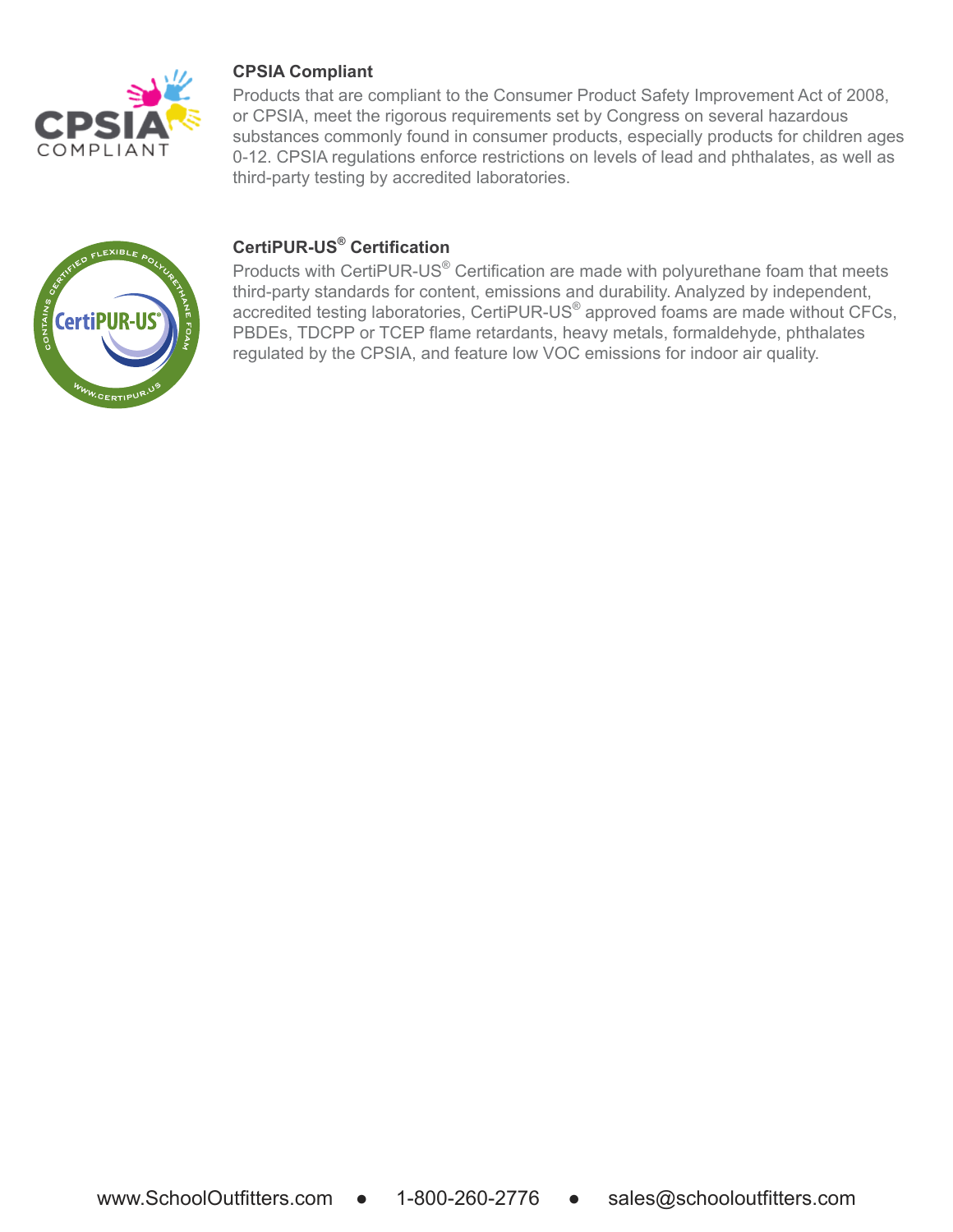### CPSIA Compliant

Products that are compliant to the Consumer Product Safety Improvement Act of 2008, or CPSIA, meet the rigorous requirements set by Congress on several hazardous substances commonly found in consumer products, especially products for children ages 0-12. CPSIA regulations enforce restrictions on levels of lead and phthalates, as well as third-party testing by accredited laboratories.

### CertiPUR-US® Certification

Products with CertiPUR-US® Certification are made with polyurethane foam that meets third-party standards for content, emissions and durability. Analyzed by independent, accredited testing laboratories, CertiPUR-US® approved foams are made without CFCs, PBDEs, TDCPP or TCEP flame retardants, heavy metals, formaldehyde, phthalates regulated by the CPSIA, and feature low VOC emissions for indoor air quality.

www.SchoolOutfitters.com ● 1-800-260-2776 ● sales@schooloutfitters.com